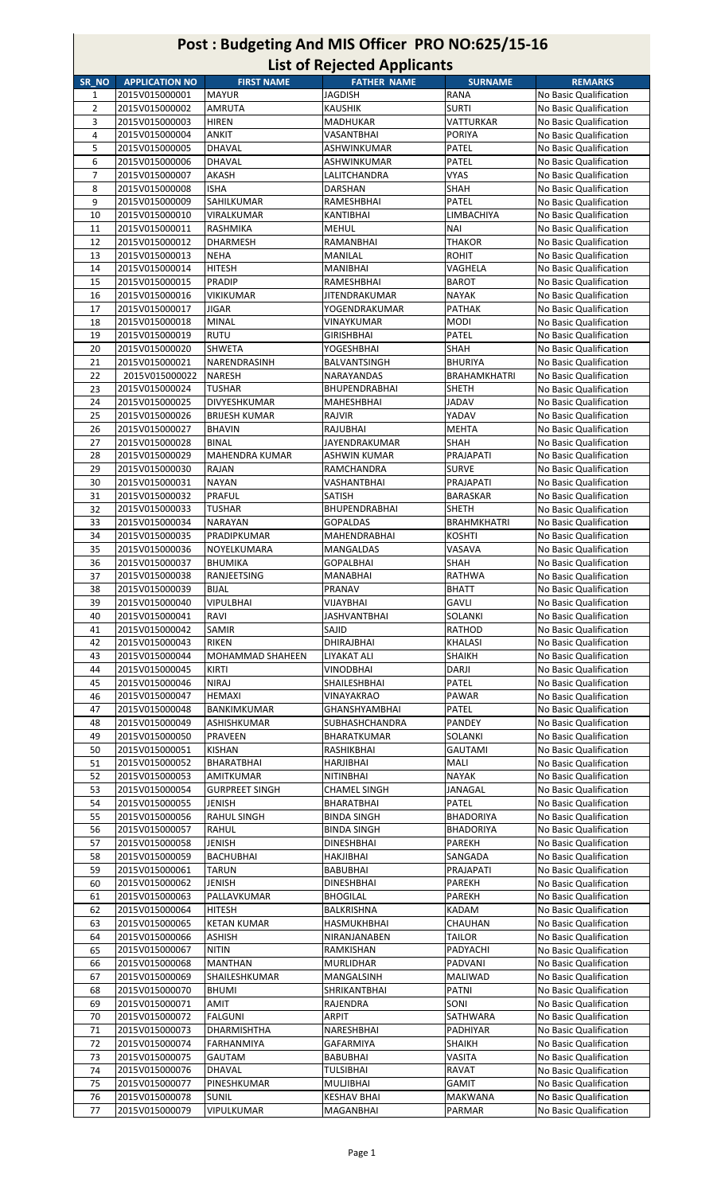# Post : Budgeting And MIS Officer PRO NO:625/15-16

## List of Rejected Applicants

| SR_NO | APPLICATION NO | FIRST NAME | FATHER NAME | SURNAME | REMARKS |
|---|---|---|---|---|---|
| 1 | 2015V015000001 | MAYUR | JAGDISH | RANA | No Basic Qualification |
| 2 | 2015V015000002 | AMRUTA | KAUSHIK | SURTI | No Basic Qualification |
| 3 | 2015V015000003 | HIREN | MADHUKAR | VATTURKAR | No Basic Qualification |
| 4 | 2015V015000004 | ANKIT | VASANTBHAI | PORIYA | No Basic Qualification |
| 5 | 2015V015000005 | DHAVAL | ASHWINKUMAR | PATEL | No Basic Qualification |
| 6 | 2015V015000006 | DHAVAL | ASHWINKUMAR | PATEL | No Basic Qualification |
| 7 | 2015V015000007 | AKASH | LALITCHANDRA | VYAS | No Basic Qualification |
| 8 | 2015V015000008 | ISHA | DARSHAN | SHAH | No Basic Qualification |
| 9 | 2015V015000009 | SAHILKUMAR | RAMESHBHAI | PATEL | No Basic Qualification |
| 10 | 2015V015000010 | VIRALKUMAR | KANTIBHAI | LIMBACHIYA | No Basic Qualification |
| 11 | 2015V015000011 | RASHMIKA | MEHUL | NAI | No Basic Qualification |
| 12 | 2015V015000012 | DHARMESH | RAMANBHAI | THAKOR | No Basic Qualification |
| 13 | 2015V015000013 | NEHA | MANILAL | ROHIT | No Basic Qualification |
| 14 | 2015V015000014 | HITESH | MANIBHAI | VAGHELA | No Basic Qualification |
| 15 | 2015V015000015 | PRADIP | RAMESHBHAI | BAROT | No Basic Qualification |
| 16 | 2015V015000016 | VIKIKUMAR | JITENDRAKUMAR | NAYAK | No Basic Qualification |
| 17 | 2015V015000017 | JIGAR | YOGENDRAKUMAR | PATHAK | No Basic Qualification |
| 18 | 2015V015000018 | MINAL | VINAYKUMAR | MODI | No Basic Qualification |
| 19 | 2015V015000019 | RUTU | GIRISHBHAI | PATEL | No Basic Qualification |
| 20 | 2015V015000020 | SHWETA | YOGESHBHAI | SHAH | No Basic Qualification |
| 21 | 2015V015000021 | NARENDRASINH | BALVANTSINGH | BHURIYA | No Basic Qualification |
| 22 | 2015V015000022 | NARESH | NARAYANDAS | BRAHAMKHATRI | No Basic Qualification |
| 23 | 2015V015000024 | TUSHAR | BHUPENDRABHAI | SHETH | No Basic Qualification |
| 24 | 2015V015000025 | DIVYESHKUMAR | MAHESHBHAI | JADAV | No Basic Qualification |
| 25 | 2015V015000026 | BRIJESH KUMAR | RAJVIR | YADAV | No Basic Qualification |
| 26 | 2015V015000027 | BHAVIN | RAJUBHAI | MEHTA | No Basic Qualification |
| 27 | 2015V015000028 | BINAL | JAYENDRAKUMAR | SHAH | No Basic Qualification |
| 28 | 2015V015000029 | MAHENDRA KUMAR | ASHWIN KUMAR | PRAJAPATI | No Basic Qualification |
| 29 | 2015V015000030 | RAJAN | RAMCHANDRA | SURVE | No Basic Qualification |
| 30 | 2015V015000031 | NAYAN | VASHANTBHAI | PRAJAPATI | No Basic Qualification |
| 31 | 2015V015000032 | PRAFUL | SATISH | BARASKAR | No Basic Qualification |
| 32 | 2015V015000033 | TUSHAR | BHUPENDRABHAI | SHETH | No Basic Qualification |
| 33 | 2015V015000034 | NARAYAN | GOPALDAS | BRAHMKHATRI | No Basic Qualification |
| 34 | 2015V015000035 | PRADIPKUMAR | MAHENDRABHAI | KOSHTI | No Basic Qualification |
| 35 | 2015V015000036 | NOYELKUMARA | MANGALDAS | VASAVA | No Basic Qualification |
| 36 | 2015V015000037 | BHUMIKA | GOPALBHAI | SHAH | No Basic Qualification |
| 37 | 2015V015000038 | RANJEETSING | MANABHAI | RATHWA | No Basic Qualification |
| 38 | 2015V015000039 | BIJAL | PRANAV | BHATT | No Basic Qualification |
| 39 | 2015V015000040 | VIPULBHAI | VIJAYBHAI | GAVLI | No Basic Qualification |
| 40 | 2015V015000041 | RAVI | JASHVANTBHAI | SOLANKI | No Basic Qualification |
| 41 | 2015V015000042 | SAMIR | SAJID | RATHOD | No Basic Qualification |
| 42 | 2015V015000043 | RIKEN | DHIRAJBHAI | KHALASI | No Basic Qualification |
| 43 | 2015V015000044 | MOHAMMAD SHAHEEN | LIYAKAT ALI | SHAIKH | No Basic Qualification |
| 44 | 2015V015000045 | KIRTI | VINODBHAI | DARJI | No Basic Qualification |
| 45 | 2015V015000046 | NIRAJ | SHAILESHBHAI | PATEL | No Basic Qualification |
| 46 | 2015V015000047 | HEMAXI | VINAYAKRAO | PAWAR | No Basic Qualification |
| 47 | 2015V015000048 | BANKIMKUMAR | GHANSHYAMBHAI | PATEL | No Basic Qualification |
| 48 | 2015V015000049 | ASHISHKUMAR | SUBHASHCHANDRA | PANDEY | No Basic Qualification |
| 49 | 2015V015000050 | PRAVEEN | BHARATKUMAR | SOLANKI | No Basic Qualification |
| 50 | 2015V015000051 | KISHAN | RASHIKBHAI | GAUTAMI | No Basic Qualification |
| 51 | 2015V015000052 | BHARATBHAI | HARJIBHAI | MALI | No Basic Qualification |
| 52 | 2015V015000053 | AMITKUMAR | NITINBHAI | NAYAK | No Basic Qualification |
| 53 | 2015V015000054 | GURPREET SINGH | CHAMEL SINGH | JANAGAL | No Basic Qualification |
| 54 | 2015V015000055 | JENISH | BHARATBHAI | PATEL | No Basic Qualification |
| 55 | 2015V015000056 | RAHUL SINGH | BINDA SINGH | BHADORIYA | No Basic Qualification |
| 56 | 2015V015000057 | RAHUL | BINDA SINGH | BHADORIYA | No Basic Qualification |
| 57 | 2015V015000058 | JENISH | DINESHBHAI | PAREKH | No Basic Qualification |
| 58 | 2015V015000059 | BACHUBHAI | HAKJIBHAI | SANGADA | No Basic Qualification |
| 59 | 2015V015000061 | TARUN | BABUBHAI | PRAJAPATI | No Basic Qualification |
| 60 | 2015V015000062 | JENISH | DINESHBHAI | PAREKH | No Basic Qualification |
| 61 | 2015V015000063 | PALLAVKUMAR | BHOGILAL | PAREKH | No Basic Qualification |
| 62 | 2015V015000064 | HITESH | BALKRISHNA | KADAM | No Basic Qualification |
| 63 | 2015V015000065 | KETAN KUMAR | HASMUKHBHAI | CHAUHAN | No Basic Qualification |
| 64 | 2015V015000066 | ASHISH | NIRANJANABEN | TAILOR | No Basic Qualification |
| 65 | 2015V015000067 | NITIN | RAMKISHAN | PADYACHI | No Basic Qualification |
| 66 | 2015V015000068 | MANTHAN | MURLIDHAR | PADVANI | No Basic Qualification |
| 67 | 2015V015000069 | SHAILESHKUMAR | MANGALSINH | MALIWAD | No Basic Qualification |
| 68 | 2015V015000070 | BHUMI | SHRIKANTBHAI | PATNI | No Basic Qualification |
| 69 | 2015V015000071 | AMIT | RAJENDRA | SONI | No Basic Qualification |
| 70 | 2015V015000072 | FALGUNI | ARPIT | SATHWARA | No Basic Qualification |
| 71 | 2015V015000073 | DHARMISHTHA | NARESHBHAI | PADHIYAR | No Basic Qualification |
| 72 | 2015V015000074 | FARHANMIYA | GAFARMIYA | SHAIKH | No Basic Qualification |
| 73 | 2015V015000075 | GAUTAM | BABUBHAI | VASITA | No Basic Qualification |
| 74 | 2015V015000076 | DHAVAL | TULSIBHAI | RAVAT | No Basic Qualification |
| 75 | 2015V015000077 | PINESHKUMAR | MULJIBHAI | GAMIT | No Basic Qualification |
| 76 | 2015V015000078 | SUNIL | KESHAV BHAI | MAKWANA | No Basic Qualification |
| 77 | 2015V015000079 | VIPULKUMAR | MAGANBHAI | PARMAR | No Basic Qualification |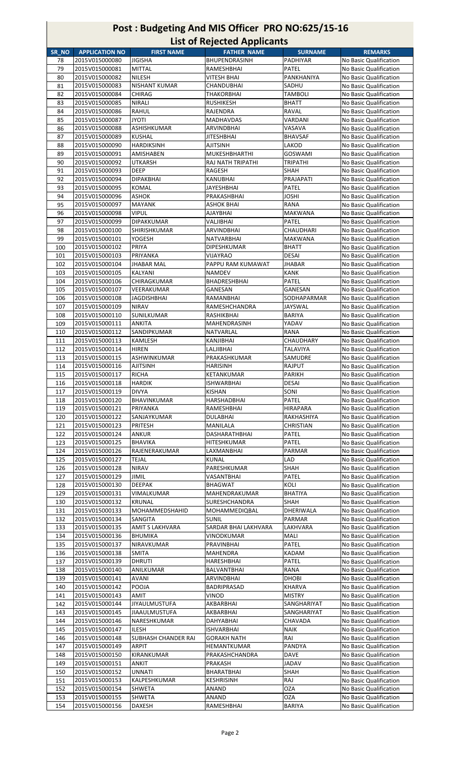# Post : Budgeting And MIS Officer PRO NO:625/15-16

## List of Rejected Applicants

| SR_NO | APPLICATION NO | FIRST NAME | FATHER NAME | SURNAME | REMARKS |
|---|---|---|---|---|---|
| 78 | 2015V015000080 | JIGISHA | BHUPENDRASINH | PADHIYAR | No Basic Qualification |
| 79 | 2015V015000081 | MITTAL | RAMESHBHAI | PATEL | No Basic Qualification |
| 80 | 2015V015000082 | NILESH | VITESH BHAI | PANKHANIYA | No Basic Qualification |
| 81 | 2015V015000083 | NISHANT KUMAR | CHANDUBHAI | SADHU | No Basic Qualification |
| 82 | 2015V015000084 | CHIRAG | THAKORBHAI | TAMBOLI | No Basic Qualification |
| 83 | 2015V015000085 | NIRALI | RUSHIKESH | BHATT | No Basic Qualification |
| 84 | 2015V015000086 | RAHUL | RAJENDRA | RAVAL | No Basic Qualification |
| 85 | 2015V015000087 | JYOTI | MADHAVDAS | VARDANI | No Basic Qualification |
| 86 | 2015V015000088 | ASHISHKUMAR | ARVINDBHAI | VASAVA | No Basic Qualification |
| 87 | 2015V015000089 | KUSHAL | JITESHBHAI | BHAVSAF | No Basic Qualification |
| 88 | 2015V015000090 | HARDIKSINH | AJITSINH | LAKOD | No Basic Qualification |
| 89 | 2015V015000091 | AMISHABEN | MUKESHBHARTHI | GOSWAMI | No Basic Qualification |
| 90 | 2015V015000092 | UTKARSH | RAJ NATH TRIPATHI | TRIPATHI | No Basic Qualification |
| 91 | 2015V015000093 | DEEP | RAGESH | SHAH | No Basic Qualification |
| 92 | 2015V015000094 | DIPAKBHAI | KANUBHAI | PRAJAPATI | No Basic Qualification |
| 93 | 2015V015000095 | KOMAL | JAYESHBHAI | PATEL | No Basic Qualification |
| 94 | 2015V015000096 | ASHOK | PRAKASHBHAI | JOSHI | No Basic Qualification |
| 95 | 2015V015000097 | MAYANK | ASHOK BHAI | RANA | No Basic Qualification |
| 96 | 2015V015000098 | VIPUL | AJAYBHAI | MAKWANA | No Basic Qualification |
| 97 | 2015V015000099 | DIPAKKUMAR | VALJIBHAI | PATEL | No Basic Qualification |
| 98 | 2015V015000100 | SHIRISHKUMAR | ARVINDBHAI | CHAUDHARI | No Basic Qualification |
| 99 | 2015V015000101 | YOGESH | NATVARBHAI | MAKWANA | No Basic Qualification |
| 100 | 2015V015000102 | PRIYA | DIPESHKUMAR | BHATT | No Basic Qualification |
| 101 | 2015V015000103 | PRIYANKA | VIJAYRAO | DESAI | No Basic Qualification |
| 102 | 2015V015000104 | JHABAR MAL | PAPPU RAM KUMAWAT | JHABAR | No Basic Qualification |
| 103 | 2015V015000105 | KALYANI | NAMDEV | KANK | No Basic Qualification |
| 104 | 2015V015000106 | CHIRAGKUMAR | BHADRESHBHAI | PATEL | No Basic Qualification |
| 105 | 2015V015000107 | VEERAKUMAR | GANESAN | GANESAN | No Basic Qualification |
| 106 | 2015V015000108 | JAGDISHBHAI | RAMANBHAI | SODHAPARMAR | No Basic Qualification |
| 107 | 2015V015000109 | NIRAV | RAMESHCHANDRA | JAYSWAL | No Basic Qualification |
| 108 | 2015V015000110 | SUNILKUMAR | RASHIKBHAI | BARIYA | No Basic Qualification |
| 109 | 2015V015000111 | ANKITA | MAHENDRASINH | YADAV | No Basic Qualification |
| 110 | 2015V015000112 | SANDIPKUMAR | NATVARLAL | RANA | No Basic Qualification |
| 111 | 2015V015000113 | KAMLESH | KANJIBHAI | CHAUDHARY | No Basic Qualification |
| 112 | 2015V015000114 | HIREN | LALJIBHAI | TALAVIYA | No Basic Qualification |
| 113 | 2015V015000115 | ASHWINKUMAR | PRAKASHKUMAR | SAMUDRE | No Basic Qualification |
| 114 | 2015V015000116 | AJITSINH | HARISINH | RAJPUT | No Basic Qualification |
| 115 | 2015V015000117 | RICHA | KETANKUMAR | PARIKH | No Basic Qualification |
| 116 | 2015V015000118 | HARDIK | ISHWARBHAI | DESAI | No Basic Qualification |
| 117 | 2015V015000119 | DIVYA | KISHAN | SONI | No Basic Qualification |
| 118 | 2015V015000120 | BHAVINKUMAR | HARSHADBHAI | PATEL | No Basic Qualification |
| 119 | 2015V015000121 | PRIYANKA | RAMESHBHAI | HIRAPARA | No Basic Qualification |
| 120 | 2015V015000122 | SANJAYKUMAR | DULABHAI | RAKHASHIYA | No Basic Qualification |
| 121 | 2015V015000123 | PRITESH | MANILALA | CHRISTIAN | No Basic Qualification |
| 122 | 2015V015000124 | ANKUR | DASHARATHBHAI | PATEL | No Basic Qualification |
| 123 | 2015V015000125 | BHAVIKA | HITESHKUMAR | PATEL | No Basic Qualification |
| 124 | 2015V015000126 | RAJENERAKUMAR | LAXMANBHAI | PARMAR | No Basic Qualification |
| 125 | 2015V015000127 | TEJAL | KUNAL | LAD | No Basic Qualification |
| 126 | 2015V015000128 | NIRAV | PARESHKUMAR | SHAH | No Basic Qualification |
| 127 | 2015V015000129 | JIMIL | VASANTBHAI | PATEL | No Basic Qualification |
| 128 | 2015V015000130 | DEEPAK | BHAGWAT | KOLI | No Basic Qualification |
| 129 | 2015V015000131 | VIMALKUMAR | MAHENDRAKUMAR | BHATIYA | No Basic Qualification |
| 130 | 2015V015000132 | KRUNAL | SURESHCHANDRA | SHAH | No Basic Qualification |
| 131 | 2015V015000133 | MOHAMMEDSHAHID | MOHAMMEDIQBAL | DHERIWALA | No Basic Qualification |
| 132 | 2015V015000134 | SANGITA | SUNIL | PARMAR | No Basic Qualification |
| 133 | 2015V015000135 | AMIT S LAKHVARA | SARDAR BHAI LAKHVARA | LAKHVARA | No Basic Qualification |
| 134 | 2015V015000136 | BHUMIKA | VINODKUMAR | MALI | No Basic Qualification |
| 135 | 2015V015000137 | NIRAVKUMAR | PRAVINBHAI | PATEL | No Basic Qualification |
| 136 | 2015V015000138 | SMITA | MAHENDRA | KADAM | No Basic Qualification |
| 137 | 2015V015000139 | DHRUTI | HARESHBHAI | PATEL | No Basic Qualification |
| 138 | 2015V015000140 | ANILKUMAR | BALVANTBHAI | RANA | No Basic Qualification |
| 139 | 2015V015000141 | AVANI | ARVINDBHAI | DHOBI | No Basic Qualification |
| 140 | 2015V015000142 | POOJA | BADRIPRASAD | KHARVA | No Basic Qualification |
| 141 | 2015V015000143 | AMIT | VINOD | MISTRY | No Basic Qualification |
| 142 | 2015V015000144 | JIYAULMUSTUFA | AKBARBHAI | SANGHARIYAT | No Basic Qualification |
| 143 | 2015V015000145 | JIAAULMUSTUFA | AKBARBHAI | SANGHARIYAT | No Basic Qualification |
| 144 | 2015V015000146 | NARESHKUMAR | DAHYABHAI | CHAVADA | No Basic Qualification |
| 145 | 2015V015000147 | ILESH | ISHVARBHAI | NAIK | No Basic Qualification |
| 146 | 2015V015000148 | SUBHASH CHANDER RAI | GORAKH NATH | RAI | No Basic Qualification |
| 147 | 2015V015000149 | ARPIT | HEMANTKUMAR | PANDYA | No Basic Qualification |
| 148 | 2015V015000150 | KIRANKUMAR | PRAKASHCHANDRA | DAVE | No Basic Qualification |
| 149 | 2015V015000151 | ANKIT | PRAKASH | JADAV | No Basic Qualification |
| 150 | 2015V015000152 | UNNATI | BHARATBHAI | SHAH | No Basic Qualification |
| 151 | 2015V015000153 | KALPESHKUMAR | KESHRISINH | RAJ | No Basic Qualification |
| 152 | 2015V015000154 | SHWETA | ANAND | OZA | No Basic Qualification |
| 153 | 2015V015000155 | SHWETA | ANAND | OZA | No Basic Qualification |
| 154 | 2015V015000156 | DAXESH | RAMESHBHAI | BARIYA | No Basic Qualification |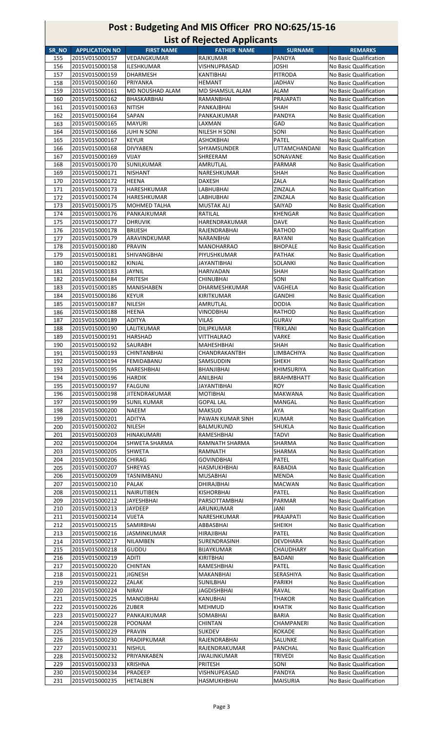# Post : Budgeting And MIS Officer PRO NO:625/15-16

## List of Rejected Applicants

| SR_NO | APPLICATION NO | FIRST NAME | FATHER NAME | SURNAME | REMARKS |
|---|---|---|---|---|---|
| 155 | 2015V015000157 | VEDANGKUMAR | RAJKUMAR | PANDYA | No Basic Qualification |
| 156 | 2015V015000158 | ILESHKUMAR | VISHNUPRASAD | JOSHI | No Basic Qualification |
| 157 | 2015V015000159 | DHARMESH | KANTIBHAI | PITRODA | No Basic Qualification |
| 158 | 2015V015000160 | PRIYANKA | HEMANT | JADHAV | No Basic Qualification |
| 159 | 2015V015000161 | MD NOUSHAD ALAM | MD SHAMSUL ALAM | ALAM | No Basic Qualification |
| 160 | 2015V015000162 | BHASKARBHAI | RAMANBHAI | PRAJAPATI | No Basic Qualification |
| 161 | 2015V015000163 | NITISH | PANKAJBHAI | SHAH | No Basic Qualification |
| 162 | 2015V015000164 | SAPAN | PANKAJKUMAR | PANDYA | No Basic Qualification |
| 163 | 2015V015000165 | MAYURI | LAXMAN | GAD | No Basic Qualification |
| 164 | 2015V015000166 | JUHI N SONI | NILESH H SONI | SONI | No Basic Qualification |
| 165 | 2015V015000167 | KEYUR | ASHOKBHAI | PATEL | No Basic Qualification |
| 166 | 2015V015000168 | DIVYABEN | SHYAMSUNDER | UTTAMCHANDANI | No Basic Qualification |
| 167 | 2015V015000169 | VIJAY | SHREERAM | SONAVANE | No Basic Qualification |
| 168 | 2015V015000170 | SUNILKUMAR | AMRUTLAL | PARMAR | No Basic Qualification |
| 169 | 2015V015000171 | NISHANT | NARESHKUMAR | SHAH | No Basic Qualification |
| 170 | 2015V015000172 | HEENA | DAXESH | ZALA | No Basic Qualification |
| 171 | 2015V015000173 | HARESHKUMAR | LABHUBHAI | ZINZALA | No Basic Qualification |
| 172 | 2015V015000174 | HARESHKUMAR | LABHUBHAI | ZINZALA | No Basic Qualification |
| 173 | 2015V015000175 | MOHMED TALHA | MUSTAK ALI | SAIYAD | No Basic Qualification |
| 174 | 2015V015000176 | PANKAJKUMAR | RATILAL | KHENGAR | No Basic Qualification |
| 175 | 2015V015000177 | DHRUVIK | HARENDRAKUMAR | DAVE | No Basic Qualification |
| 176 | 2015V015000178 | BRIJESH | RAJENDRABHAI | RATHOD | No Basic Qualification |
| 177 | 2015V015000179 | ARAVINDKUMAR | NARANBHAI | RAYANI | No Basic Qualification |
| 178 | 2015V015000180 | PRAVIN | MANOHARRAO | BHOPALE | No Basic Qualification |
| 179 | 2015V015000181 | SHIVANGBHAI | PIYUSHKUMAR | PATHAK | No Basic Qualification |
| 180 | 2015V015000182 | KINJAL | JAYANTIBHAI | SOLANKI | No Basic Qualification |
| 181 | 2015V015000183 | JAYNIL | HARIVADAN | SHAH | No Basic Qualification |
| 182 | 2015V015000184 | PRITESH | CHINUBHAI | SONI | No Basic Qualification |
| 183 | 2015V015000185 | MANISHABEN | DHARMESHKUMAR | VAGHELA | No Basic Qualification |
| 184 | 2015V015000186 | KEYUR | KIRITKUMAR | GANDHI | No Basic Qualification |
| 185 | 2015V015000187 | NILESH | AMRUTLAL | DODIA | No Basic Qualification |
| 186 | 2015V015000188 | HEENA | VINODBHAI | RATHOD | No Basic Qualification |
| 187 | 2015V015000189 | ADITYA | VILAS | GURAV | No Basic Qualification |
| 188 | 2015V015000190 | LALITKUMAR | DILIPKUMAR | TRIKLANI | No Basic Qualification |
| 189 | 2015V015000191 | HARSHAD | VITTHALRAO | VARKE | No Basic Qualification |
| 190 | 2015V015000192 | SAURABH | MAHESHBHAI | SHAH | No Basic Qualification |
| 191 | 2015V015000193 | CHINTANBHAI | CHANDRAKANTBH | LIMBACHIYA | No Basic Qualification |
| 192 | 2015V015000194 | FEMIDABANU | SAMSUDDIN | SHEKH | No Basic Qualification |
| 193 | 2015V015000195 | NARESHBHAI | BHANJIBHAI | KHIMSURIYA | No Basic Qualification |
| 194 | 2015V015000196 | HARDIK | ANILBHAI | BRAHMBHATT | No Basic Qualification |
| 195 | 2015V015000197 | FALGUNI | JAYANTIBHAI | ROY | No Basic Qualification |
| 196 | 2015V015000198 | JITENDRAKUMAR | MOTIBHAI | MAKWANA | No Basic Qualification |
| 197 | 2015V015000199 | SUNIL KUMAR | GOPAL LAL | MANGAL | No Basic Qualification |
| 198 | 2015V015000200 | NAEEM | MAKSUD | AYA | No Basic Qualification |
| 199 | 2015V015000201 | ADITYA | PAWAN KUMAR SINH | KUMAR | No Basic Qualification |
| 200 | 2015V015000202 | NILESH | BALMUKUND | SHUKLA | No Basic Qualification |
| 201 | 2015V015000203 | HINAKUMARI | RAMESHBHAI | TADVI | No Basic Qualification |
| 202 | 2015V015000204 | SHWETA SHARMA | RAMNATH SHARMA | SHARMA | No Basic Qualification |
| 203 | 2015V015000205 | SHWETA | RAMNATH | SHARMA | No Basic Qualification |
| 204 | 2015V015000206 | CHIRAG | GOVINDBHAI | PATEL | No Basic Qualification |
| 205 | 2015V015000207 | SHREYAS | HASMUKHBHAI | RABADIA | No Basic Qualification |
| 206 | 2015V015000209 | TASNIMBANU | MUSABHAI | MENDA | No Basic Qualification |
| 207 | 2015V015000210 | PALAK | DHIRAJBHAI | MACWAN | No Basic Qualification |
| 208 | 2015V015000211 | NAIRUTIBEN | KISHORBHAI | PATEL | No Basic Qualification |
| 209 | 2015V015000212 | JAYESHBHAI | PARSOTTAMBHAI | PARMAR | No Basic Qualification |
| 210 | 2015V015000213 | JAYDEEP | ARUNKUMAR | JANI | No Basic Qualification |
| 211 | 2015V015000214 | VIJETA | NARESHKUMAR | PRAJAPATI | No Basic Qualification |
| 212 | 2015V015000215 | SAMIRBHAI | ABBASBHAI | SHEIKH | No Basic Qualification |
| 213 | 2015V015000216 | JASMINKUMAR | HIRAJIBHAI | PATEL | No Basic Qualification |
| 214 | 2015V015000217 | NILAMBEN | SURENDRASINH | DEVDHARA | No Basic Qualification |
| 215 | 2015V015000218 | GUDDU | BIJAYKUMAR | CHAUDHARY | No Basic Qualification |
| 216 | 2015V015000219 | ADITI | KIRITBHAI | BADANI | No Basic Qualification |
| 217 | 2015V015000220 | CHINTAN | RAMESHBHAI | PATEL | No Basic Qualification |
| 218 | 2015V015000221 | JIGNESH | MAKANBHAI | SERASHIYA | No Basic Qualification |
| 219 | 2015V015000222 | ZALAK | SUNILBHAI | PARIKH | No Basic Qualification |
| 220 | 2015V015000224 | NIRAV | JAGDISHBHAI | RAVAL | No Basic Qualification |
| 221 | 2015V015000225 | MANOJBHAI | KANUBHAI | THAKOR | No Basic Qualification |
| 222 | 2015V015000226 | ZUBER | MEHMUD | KHATIK | No Basic Qualification |
| 223 | 2015V015000227 | PANKAJKUMAR | SOMABHAI | BARIA | No Basic Qualification |
| 224 | 2015V015000228 | POONAM | CHINTAN | CHAMPANERI | No Basic Qualification |
| 225 | 2015V015000229 | PRAVIN | SUKDEV | ROKADE | No Basic Qualification |
| 226 | 2015V015000230 | PRADIPKUMAR | RAJENDRABHAI | SALUNKE | No Basic Qualification |
| 227 | 2015V015000231 | NISHUL | RAJENDRAKUMAR | PANCHAL | No Basic Qualification |
| 228 | 2015V015000232 | PRIYANKABEN | JWALINKUMAR | TRIVEDI | No Basic Qualification |
| 229 | 2015V015000233 | KRISHNA | PRITESH | SONI | No Basic Qualification |
| 230 | 2015V015000234 | PRADEEP | VISHNUPEASAD | PANDYA | No Basic Qualification |
| 231 | 2015V015000235 | HETALBEN | HASMUKHBHAI | MAISURIA | No Basic Qualification |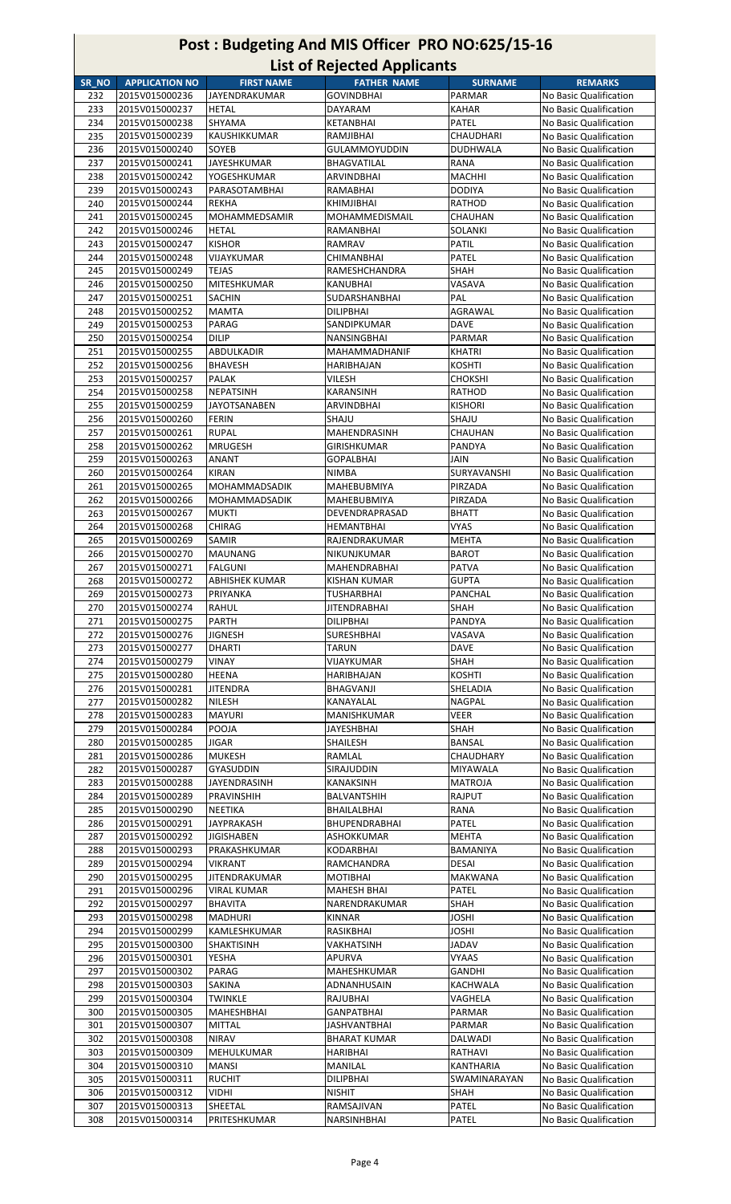# Post : Budgeting And MIS Officer PRO NO:625/15-16

## List of Rejected Applicants

| SR_NO | APPLICATION NO | FIRST NAME | FATHER NAME | SURNAME | REMARKS |
|---|---|---|---|---|---|
| 232 | 2015V015000236 | JAYENDRAKUMAR | GOVINDBHAI | PARMAR | No Basic Qualification |
| 233 | 2015V015000237 | HETAL | DAYARAM | KAHAR | No Basic Qualification |
| 234 | 2015V015000238 | SHYAMA | KETANBHAI | PATEL | No Basic Qualification |
| 235 | 2015V015000239 | KAUSHIKKUMAR | RAMJIBHAI | CHAUDHARI | No Basic Qualification |
| 236 | 2015V015000240 | SOYEB | GULAMMOYUDDIN | DUDHWALA | No Basic Qualification |
| 237 | 2015V015000241 | JAYESHKUMAR | BHAGVATILAL | RANA | No Basic Qualification |
| 238 | 2015V015000242 | YOGESHKUMAR | ARVINDBHAI | MACHHI | No Basic Qualification |
| 239 | 2015V015000243 | PARASOTAMBHAI | RAMABHAI | DODIYA | No Basic Qualification |
| 240 | 2015V015000244 | REKHA | KHIMJIBHAI | RATHOD | No Basic Qualification |
| 241 | 2015V015000245 | MOHAMMEDSAMIR | MOHAMMEDISMAIL | CHAUHAN | No Basic Qualification |
| 242 | 2015V015000246 | HETAL | RAMANBHAI | SOLANKI | No Basic Qualification |
| 243 | 2015V015000247 | KISHOR | RAMRAV | PATIL | No Basic Qualification |
| 244 | 2015V015000248 | VIJAYKUMAR | CHIMANBHAI | PATEL | No Basic Qualification |
| 245 | 2015V015000249 | TEJAS | RAMESHCHANDRA | SHAH | No Basic Qualification |
| 246 | 2015V015000250 | MITESHKUMAR | KANUBHAI | VASAVA | No Basic Qualification |
| 247 | 2015V015000251 | SACHIN | SUDARSHANBHAI | PAL | No Basic Qualification |
| 248 | 2015V015000252 | MAMTA | DILIPBHAI | AGRAWAL | No Basic Qualification |
| 249 | 2015V015000253 | PARAG | SANDIPKUMAR | DAVE | No Basic Qualification |
| 250 | 2015V015000254 | DILIP | NANSINGBHAI | PARMAR | No Basic Qualification |
| 251 | 2015V015000255 | ABDULKADIR | MAHAMMADHANIF | KHATRI | No Basic Qualification |
| 252 | 2015V015000256 | BHAVESH | HARIBHAJAN | KOSHTI | No Basic Qualification |
| 253 | 2015V015000257 | PALAK | VILESH | CHOKSHI | No Basic Qualification |
| 254 | 2015V015000258 | NEPATSINH | KARANSINH | RATHOD | No Basic Qualification |
| 255 | 2015V015000259 | JAYOTSANABEN | ARVINDBHAI | KISHORI | No Basic Qualification |
| 256 | 2015V015000260 | FERIN | SHAJU | SHAJU | No Basic Qualification |
| 257 | 2015V015000261 | RUPAL | MAHENDRASINH | CHAUHAN | No Basic Qualification |
| 258 | 2015V015000262 | MRUGESH | GIRISHKUMAR | PANDYA | No Basic Qualification |
| 259 | 2015V015000263 | ANANT | GOPALBHAI | JAIN | No Basic Qualification |
| 260 | 2015V015000264 | KIRAN | NIMBA | SURYAVANSHI | No Basic Qualification |
| 261 | 2015V015000265 | MOHAMMADSADIK | MAHEBUBMIYA | PIRZADA | No Basic Qualification |
| 262 | 2015V015000266 | MOHAMMADSADIK | MAHEBUBMIYA | PIRZADA | No Basic Qualification |
| 263 | 2015V015000267 | MUKTI | DEVENDRAPRASAD | BHATT | No Basic Qualification |
| 264 | 2015V015000268 | CHIRAG | HEMANTBHAI | VYAS | No Basic Qualification |
| 265 | 2015V015000269 | SAMIR | RAJENDRAKUMAR | MEHTA | No Basic Qualification |
| 266 | 2015V015000270 | MAUNANG | NIKUNJKUMAR | BAROT | No Basic Qualification |
| 267 | 2015V015000271 | FALGUNI | MAHENDRABHAI | PATVA | No Basic Qualification |
| 268 | 2015V015000272 | ABHISHEK KUMAR | KISHAN KUMAR | GUPTA | No Basic Qualification |
| 269 | 2015V015000273 | PRIYANKA | TUSHARBHAI | PANCHAL | No Basic Qualification |
| 270 | 2015V015000274 | RAHUL | JITENDRABHAI | SHAH | No Basic Qualification |
| 271 | 2015V015000275 | PARTH | DILIPBHAI | PANDYA | No Basic Qualification |
| 272 | 2015V015000276 | JIGNESH | SURESHBHAI | VASAVA | No Basic Qualification |
| 273 | 2015V015000277 | DHARTI | TARUN | DAVE | No Basic Qualification |
| 274 | 2015V015000279 | VINAY | VIJAYKUMAR | SHAH | No Basic Qualification |
| 275 | 2015V015000280 | HEENA | HARIBHAJAN | KOSHTI | No Basic Qualification |
| 276 | 2015V015000281 | JITENDRA | BHAGVANJI | SHELADIA | No Basic Qualification |
| 277 | 2015V015000282 | NILESH | KANAYALAL | NAGPAL | No Basic Qualification |
| 278 | 2015V015000283 | MAYURI | MANISHKUMAR | VEER | No Basic Qualification |
| 279 | 2015V015000284 | POOJA | JAYESHBHAI | SHAH | No Basic Qualification |
| 280 | 2015V015000285 | JIGAR | SHAILESH | BANSAL | No Basic Qualification |
| 281 | 2015V015000286 | MUKESH | RAMLAL | CHAUDHARY | No Basic Qualification |
| 282 | 2015V015000287 | GYASUDDIN | SIRAJUDDIN | MIYAWALA | No Basic Qualification |
| 283 | 2015V015000288 | JAYENDRASINH | KANAKSINH | MATROJA | No Basic Qualification |
| 284 | 2015V015000289 | PRAVINSHIH | BALVANTSHIH | RAJPUT | No Basic Qualification |
| 285 | 2015V015000290 | NEETIKA | BHAILALBHAI | RANA | No Basic Qualification |
| 286 | 2015V015000291 | JAYPRAKASH | BHUPENDRABHAI | PATEL | No Basic Qualification |
| 287 | 2015V015000292 | JIGISHABEN | ASHOKKUMAR | MEHTA | No Basic Qualification |
| 288 | 2015V015000293 | PRAKASHKUMAR | KODARBHAI | BAMANIYA | No Basic Qualification |
| 289 | 2015V015000294 | VIKRANT | RAMCHANDRA | DESAI | No Basic Qualification |
| 290 | 2015V015000295 | JITENDRAKUMAR | MOTIBHAI | MAKWANA | No Basic Qualification |
| 291 | 2015V015000296 | VIRAL KUMAR | MAHESH BHAI | PATEL | No Basic Qualification |
| 292 | 2015V015000297 | BHAVITA | NARENDRAKUMAR | SHAH | No Basic Qualification |
| 293 | 2015V015000298 | MADHURI | KINNAR | JOSHI | No Basic Qualification |
| 294 | 2015V015000299 | KAMLESHKUMAR | RASIKBHAI | JOSHI | No Basic Qualification |
| 295 | 2015V015000300 | SHAKTISINH | VAKHATSINH | JADAV | No Basic Qualification |
| 296 | 2015V015000301 | YESHA | APURVA | VYAAS | No Basic Qualification |
| 297 | 2015V015000302 | PARAG | MAHESHKUMAR | GANDHI | No Basic Qualification |
| 298 | 2015V015000303 | SAKINA | ADNANHUSAIN | KACHWALA | No Basic Qualification |
| 299 | 2015V015000304 | TWINKLE | RAJUBHAI | VAGHELA | No Basic Qualification |
| 300 | 2015V015000305 | MAHESHBHAI | GANPATBHAI | PARMAR | No Basic Qualification |
| 301 | 2015V015000307 | MITTAL | JASHVANTBHAI | PARMAR | No Basic Qualification |
| 302 | 2015V015000308 | NIRAV | BHARAT KUMAR | DALWADI | No Basic Qualification |
| 303 | 2015V015000309 | MEHULKUMAR | HARIBHAI | RATHAVI | No Basic Qualification |
| 304 | 2015V015000310 | MANSI | MANILAL | KANTHARIA | No Basic Qualification |
| 305 | 2015V015000311 | RUCHIT | DILIPBHAI | SWAMINARAYAN | No Basic Qualification |
| 306 | 2015V015000312 | VIDHI | NISHIT | SHAH | No Basic Qualification |
| 307 | 2015V015000313 | SHEETAL | RAMSAJIVAN | PATEL | No Basic Qualification |
| 308 | 2015V015000314 | PRITESHKUMAR | NARSINHBHAI | PATEL | No Basic Qualification |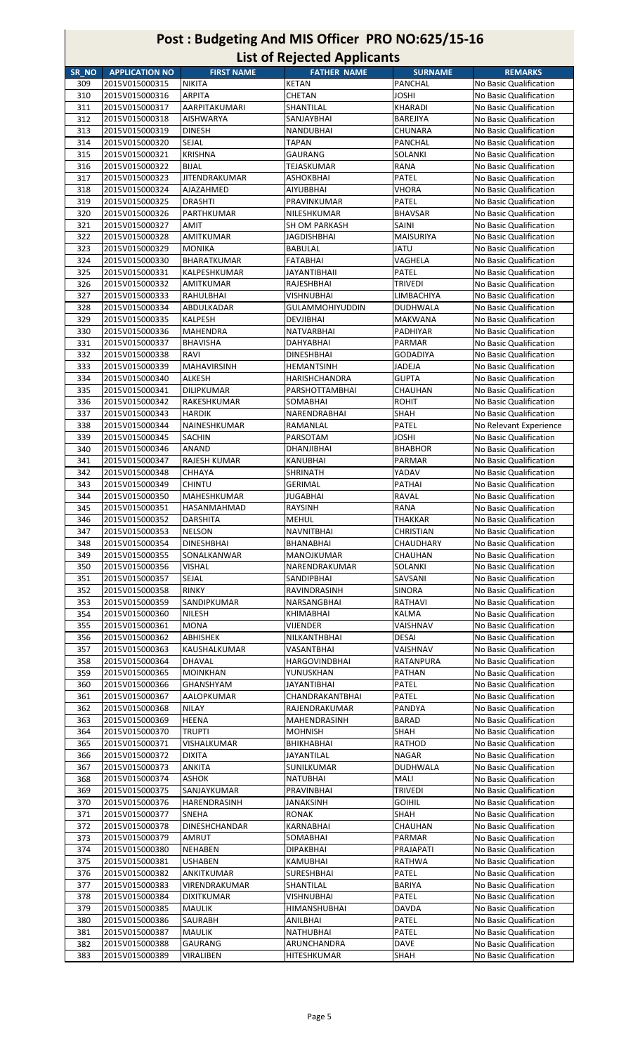# Post : Budgeting And MIS Officer PRO NO:625/15-16

## List of Rejected Applicants

| SR_NO | APPLICATION NO | FIRST NAME | FATHER NAME | SURNAME | REMARKS |
|---|---|---|---|---|---|
| 309 | 2015V015000315 | NIKITA | KETAN | PANCHAL | No Basic Qualification |
| 310 | 2015V015000316 | ARPITA | CHETAN | JOSHI | No Basic Qualification |
| 311 | 2015V015000317 | AARPITAKUMARI | SHANTILAL | KHARADI | No Basic Qualification |
| 312 | 2015V015000318 | AISHWARYA | SANJAYBHAI | BAREJIYA | No Basic Qualification |
| 313 | 2015V015000319 | DINESH | NANDUBHAI | CHUNARA | No Basic Qualification |
| 314 | 2015V015000320 | SEJAL | TAPAN | PANCHAL | No Basic Qualification |
| 315 | 2015V015000321 | KRISHNA | GAURANG | SOLANKI | No Basic Qualification |
| 316 | 2015V015000322 | BIJAL | TEJASKUMAR | RANA | No Basic Qualification |
| 317 | 2015V015000323 | JITENDRAKUMAR | ASHOKBHAI | PATEL | No Basic Qualification |
| 318 | 2015V015000324 | AJAZAHMED | AIYUBBHAI | VHORA | No Basic Qualification |
| 319 | 2015V015000325 | DRASHTI | PRAVINKUMAR | PATEL | No Basic Qualification |
| 320 | 2015V015000326 | PARTHKUMAR | NILESHKUMAR | BHAVSAR | No Basic Qualification |
| 321 | 2015V015000327 | AMIT | SH OM PARKASH | SAINI | No Basic Qualification |
| 322 | 2015V015000328 | AMITKUMAR | JAGDISHBHAI | MAISURIYA | No Basic Qualification |
| 323 | 2015V015000329 | MONIKA | BABULAL | JATU | No Basic Qualification |
| 324 | 2015V015000330 | BHARATKUMAR | FATABHAI | VAGHELA | No Basic Qualification |
| 325 | 2015V015000331 | KALPESHKUMAR | JAYANTIBHAII | PATEL | No Basic Qualification |
| 326 | 2015V015000332 | AMITKUMAR | RAJESHBHAI | TRIVEDI | No Basic Qualification |
| 327 | 2015V015000333 | RAHULBHAI | VISHNUBHAI | LIMBACHIYA | No Basic Qualification |
| 328 | 2015V015000334 | ABDULKADAR | GULAMMOHIYUDDIN | DUDHWALA | No Basic Qualification |
| 329 | 2015V015000335 | KALPESH | DEVJIBHAI | MAKWANA | No Basic Qualification |
| 330 | 2015V015000336 | MAHENDRA | NATVARBHAI | PADHIYAR | No Basic Qualification |
| 331 | 2015V015000337 | BHAVISHA | DAHYABHAI | PARMAR | No Basic Qualification |
| 332 | 2015V015000338 | RAVI | DINESHBHAI | GODADIYA | No Basic Qualification |
| 333 | 2015V015000339 | MAHAVIRSINH | HEMANTSINH | JADEJA | No Basic Qualification |
| 334 | 2015V015000340 | ALKESH | HARISHCHANDRA | GUPTA | No Basic Qualification |
| 335 | 2015V015000341 | DILIPKUMAR | PARSHOTTAMBHAI | CHAUHAN | No Basic Qualification |
| 336 | 2015V015000342 | RAKESHKUMAR | SOMABHAI | ROHIT | No Basic Qualification |
| 337 | 2015V015000343 | HARDIK | NARENDRABHAI | SHAH | No Basic Qualification |
| 338 | 2015V015000344 | NAINESHKUMAR | RAMANLAL | PATEL | No Relevant Experience |
| 339 | 2015V015000345 | SACHIN | PARSOTAM | JOSHI | No Basic Qualification |
| 340 | 2015V015000346 | ANAND | DHANJIBHAI | BHABHOR | No Basic Qualification |
| 341 | 2015V015000347 | RAJESH KUMAR | KANUBHAI | PARMAR | No Basic Qualification |
| 342 | 2015V015000348 | CHHAYA | SHRINATH | YADAV | No Basic Qualification |
| 343 | 2015V015000349 | CHINTU | GERIMAL | PATHAI | No Basic Qualification |
| 344 | 2015V015000350 | MAHESHKUMAR | JUGABHAI | RAVAL | No Basic Qualification |
| 345 | 2015V015000351 | HASANMAHMAD | RAYSINH | RANA | No Basic Qualification |
| 346 | 2015V015000352 | DARSHITA | MEHUL | THAKKAR | No Basic Qualification |
| 347 | 2015V015000353 | NELSON | NAVNITBHAI | CHRISTIAN | No Basic Qualification |
| 348 | 2015V015000354 | DINESHBHAI | BHANABHAI | CHAUDHARY | No Basic Qualification |
| 349 | 2015V015000355 | SONALKANWAR | MANOJKUMAR | CHAUHAN | No Basic Qualification |
| 350 | 2015V015000356 | VISHAL | NARENDRAKUMAR | SOLANKI | No Basic Qualification |
| 351 | 2015V015000357 | SEJAL | SANDIPBHAI | SAVSANI | No Basic Qualification |
| 352 | 2015V015000358 | RINKY | RAVINDRASINH | SINORA | No Basic Qualification |
| 353 | 2015V015000359 | SANDIPKUMAR | NARSANGBHAI | RATHAVI | No Basic Qualification |
| 354 | 2015V015000360 | NILESH | KHIMABHAI | KALMA | No Basic Qualification |
| 355 | 2015V015000361 | MONA | VIJENDER | VAISHNAV | No Basic Qualification |
| 356 | 2015V015000362 | ABHISHEK | NILKANTHBHAI | DESAI | No Basic Qualification |
| 357 | 2015V015000363 | KAUSHALKUMAR | VASANTBHAI | VAISHNAV | No Basic Qualification |
| 358 | 2015V015000364 | DHAVAL | HARGOVINDBHAI | RATANPURA | No Basic Qualification |
| 359 | 2015V015000365 | MOINKHAN | YUNUSKHAN | PATHAN | No Basic Qualification |
| 360 | 2015V015000366 | GHANSHYAM | JAYANTIBHAI | PATEL | No Basic Qualification |
| 361 | 2015V015000367 | AALOPKUMAR | CHANDRAKANTBHAI | PATEL | No Basic Qualification |
| 362 | 2015V015000368 | NILAY | RAJENDRAKUMAR | PANDYA | No Basic Qualification |
| 363 | 2015V015000369 | HEENA | MAHENDRASINH | BARAD | No Basic Qualification |
| 364 | 2015V015000370 | TRUPTI | MOHNISH | SHAH | No Basic Qualification |
| 365 | 2015V015000371 | VISHALKUMAR | BHIKHABHAI | RATHOD | No Basic Qualification |
| 366 | 2015V015000372 | DIXITA | JAYANTILAL | NAGAR | No Basic Qualification |
| 367 | 2015V015000373 | ANKITA | SUNILKUMAR | DUDHWALA | No Basic Qualification |
| 368 | 2015V015000374 | ASHOK | NATUBHAI | MALI | No Basic Qualification |
| 369 | 2015V015000375 | SANJAYKUMAR | PRAVINBHAI | TRIVEDI | No Basic Qualification |
| 370 | 2015V015000376 | HARENDRASINH | JANAKSINH | GOIHIL | No Basic Qualification |
| 371 | 2015V015000377 | SNEHA | RONAK | SHAH | No Basic Qualification |
| 372 | 2015V015000378 | DINESHCHANDAR | KARNABHAI | CHAUHAN | No Basic Qualification |
| 373 | 2015V015000379 | AMRUT | SOMABHAI | PARMAR | No Basic Qualification |
| 374 | 2015V015000380 | NEHABEN | DIPAKBHAI | PRAJAPATI | No Basic Qualification |
| 375 | 2015V015000381 | USHABEN | KAMUBHAI | RATHWA | No Basic Qualification |
| 376 | 2015V015000382 | ANKITKUMAR | SURESHBHAI | PATEL | No Basic Qualification |
| 377 | 2015V015000383 | VIRENDRAKUMAR | SHANTILAL | BARIYA | No Basic Qualification |
| 378 | 2015V015000384 | DIXITKUMAR | VISHNUBHAI | PATEL | No Basic Qualification |
| 379 | 2015V015000385 | MAULIK | HIMANSHUBHAI | DAVDA | No Basic Qualification |
| 380 | 2015V015000386 | SAURABH | ANILBHAI | PATEL | No Basic Qualification |
| 381 | 2015V015000387 | MAULIK | NATHUBHAI | PATEL | No Basic Qualification |
| 382 | 2015V015000388 | GAURANG | ARUNCHANDRA | DAVE | No Basic Qualification |
| 383 | 2015V015000389 | VIRALIBEN | HITESHKUMAR | SHAH | No Basic Qualification |